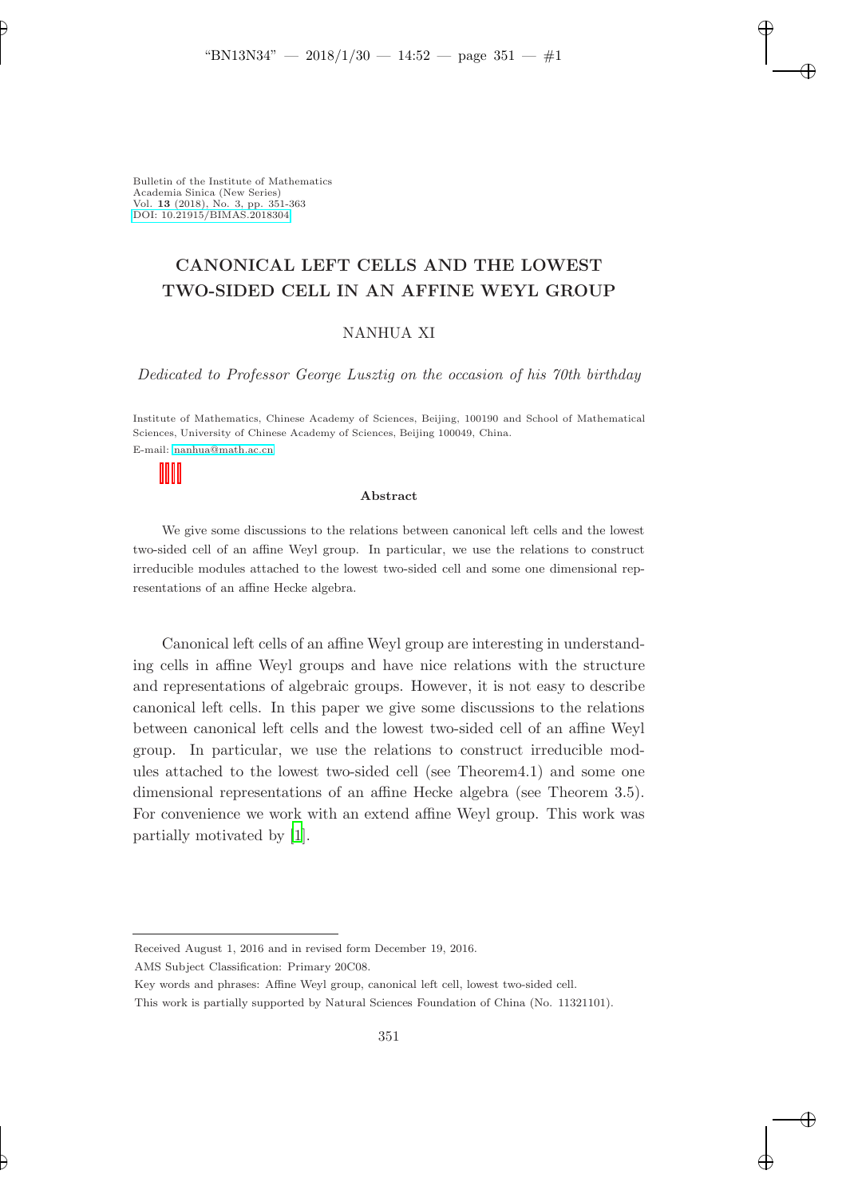Bulletin of the Institute of Mathematics
Academia Sinica (New Series)
Vol. **13** (2018), No. 3, pp. 351-363
DOI: 10.21915/BIMAS.2018304

# CANONICAL LEFT CELLS AND THE LOWEST TWO-SIDED CELL IN AN AFFINE WEYL GROUP

NANHUA XI

*Dedicated to Professor George Lusztig on the occasion of his 70th birthday*

Institute of Mathematics, Chinese Academy of Sciences, Beijing, 100190 and School of Mathematical Sciences, University of Chinese Academy of Sciences, Beijing 100049, China.
E-mail: nanhua@math.ac.cn

**Abstract**

We give some discussions to the relations between canonical left cells and the lowest two-sided cell of an affine Weyl group. In particular, we use the relations to construct irreducible modules attached to the lowest two-sided cell and some one dimensional representations of an affine Hecke algebra.

Canonical left cells of an affine Weyl group are interesting in understanding cells in affine Weyl groups and have nice relations with the structure and representations of algebraic groups. However, it is not easy to describe canonical left cells. In this paper we give some discussions to the relations between canonical left cells and the lowest two-sided cell of an affine Weyl group. In particular, we use the relations to construct irreducible modules attached to the lowest two-sided cell (see Theorem4.1) and some one dimensional representations of an affine Hecke algebra (see Theorem 3.5). For convenience we work with an extend affine Weyl group. This work was partially motivated by [1].

---

Received August 1, 2016 and in revised form December 19, 2016.

AMS Subject Classification: Primary 20C08.

Key words and phrases: Affine Weyl group, canonical left cell, lowest two-sided cell.

This work is partially supported by Natural Sciences Foundation of China (No. 11321101).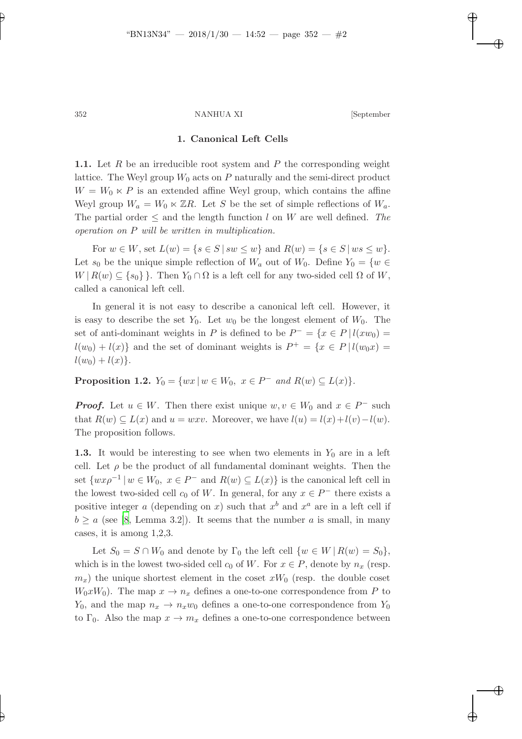## 1. Canonical Left Cells

**1.1.** Let $R$ be an irreducible root system and $P$ the corresponding weight lattice. The Weyl group $W_0$ acts on $P$ naturally and the semi-direct product $W = W_0 \ltimes P$ is an extended affine Weyl group, which contains the affine Weyl group $W_a = W_0 \ltimes \mathbb{Z}R$. Let $S$ be the set of simple reflections of $W_a$. The partial order $\leq$ and the length function $l$ on $W$ are well defined. *The operation on $P$ will be written in multiplication.*

For $w \in W$, set $L(w) = \{s \in S \,|\, sw \leq w\}$ and $R(w) = \{s \in S \,|\, ws \leq w\}$. Let $s_0$ be the unique simple reflection of $W_a$ out of $W_0$. Define $Y_0 = \{w \in W \,|\, R(w) \subseteq \{s_0\}\}$. Then $Y_0 \cap \Omega$ is a left cell for any two-sided cell $\Omega$ of $W$, called a canonical left cell.

In general it is not easy to describe a canonical left cell. However, it is easy to describe the set $Y_0$. Let $w_0$ be the longest element of $W_0$. The set of anti-dominant weights in $P$ is defined to be $P^- = \{x \in P \,|\, l(xw_0) = l(w_0) + l(x)\}$ and the set of dominant weights is $P^+ = \{x \in P \,|\, l(w_0x) = l(w_0) + l(x)\}$.

**Proposition 1.2.** *$Y_0 = \{wx \,|\, w \in W_0,\ x \in P^-$ and $R(w) \subseteq L(x)\}$.*

***Proof.*** Let $u \in W$. Then there exist unique $w, v \in W_0$ and $x \in P^-$ such that $R(w) \subseteq L(x)$ and $u = wxv$. Moreover, we have $l(u) = l(x) + l(v) - l(w)$. The proposition follows.

**1.3.** It would be interesting to see when two elements in $Y_0$ are in a left cell. Let $\rho$ be the product of all fundamental dominant weights. Then the set $\{wx\rho^{-1} \,|\, w \in W_0,\ x \in P^-$ and $R(w) \subseteq L(x)\}$ is the canonical left cell in the lowest two-sided cell $c_0$ of $W$. In general, for any $x \in P^-$ there exists a positive integer $a$ (depending on $x$) such that $x^b$ and $x^a$ are in a left cell if $b \geq a$ (see [8, Lemma 3.2]). It seems that the number $a$ is small, in many cases, it is among 1,2,3.

Let $S_0 = S \cap W_0$ and denote by $\Gamma_0$ the left cell $\{w \in W \,|\, R(w) = S_0\}$, which is in the lowest two-sided cell $c_0$ of $W$. For $x \in P$, denote by $n_x$ (resp. $m_x$) the unique shortest element in the coset $xW_0$ (resp. the double coset $W_0xW_0$). The map $x \to n_x$ defines a one-to-one correspondence from $P$ to $Y_0$, and the map $n_x \to n_xw_0$ defines a one-to-one correspondence from $Y_0$ to $\Gamma_0$. Also the map $x \to m_x$ defines a one-to-one correspondence between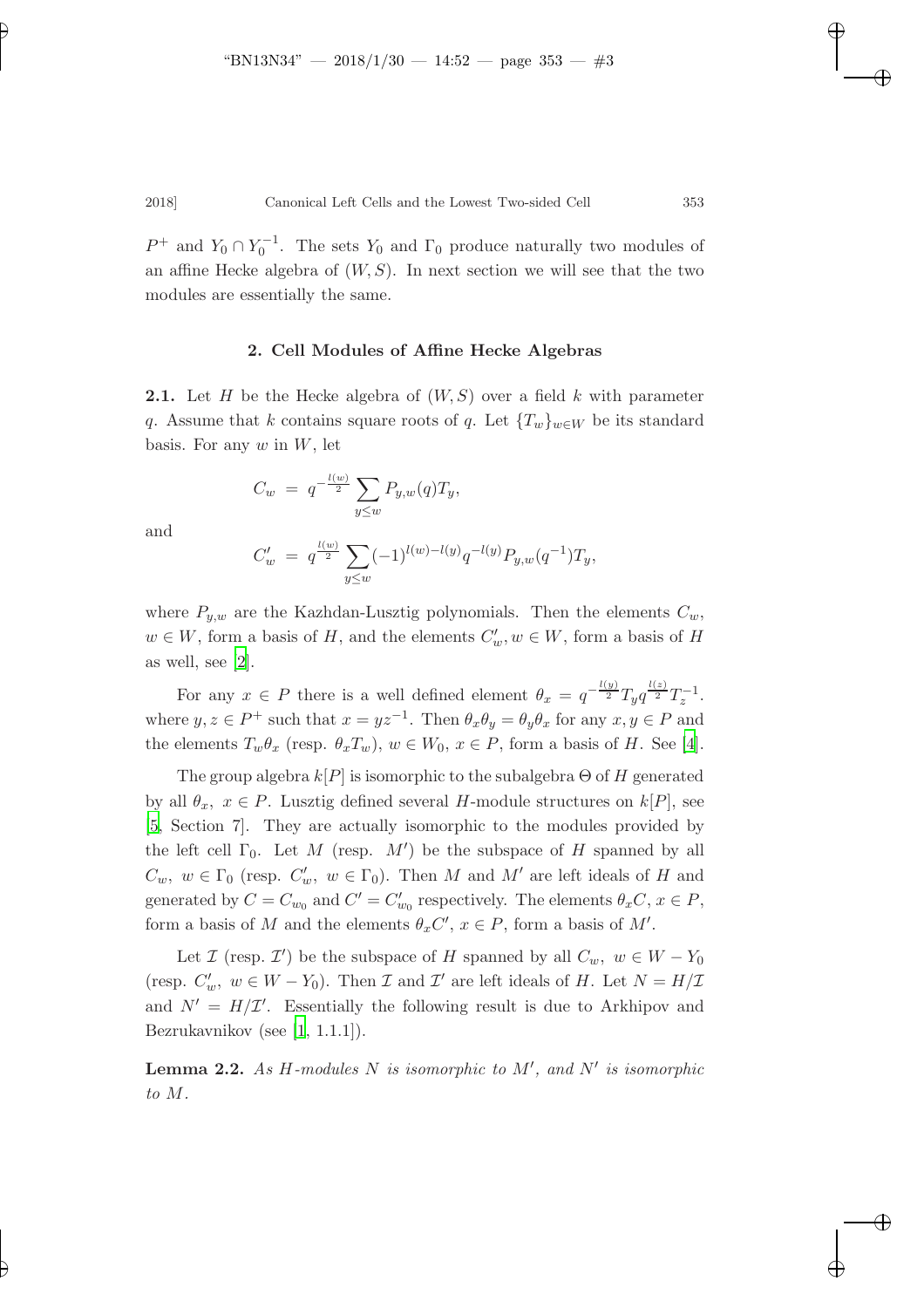$P^+$ and $Y_0 \cap Y_0^{-1}$. The sets $Y_0$ and $\Gamma_0$ produce naturally two modules of an affine Hecke algebra of $(W, S)$. In next section we will see that the two modules are essentially the same.

## 2. Cell Modules of Affine Hecke Algebras

**2.1.** Let $H$ be the Hecke algebra of $(W, S)$ over a field $k$ with parameter $q$. Assume that $k$ contains square roots of $q$. Let $\{T_w\}_{w\in W}$ be its standard basis. For any $w$ in $W$, let

$$C_w = q^{-\frac{l(w)}{2}} \sum_{y\leq w} P_{y,w}(q) T_y,$$

and

$$C'_w = q^{\frac{l(w)}{2}} \sum_{y\leq w} (-1)^{l(w)-l(y)} q^{-l(y)} P_{y,w}(q^{-1}) T_y,$$

where $P_{y,w}$ are the Kazhdan-Lusztig polynomials. Then the elements $C_w$, $w \in W$, form a basis of $H$, and the elements $C'_w, w \in W$, form a basis of $H$ as well, see [2].

For any $x \in P$ there is a well defined element $\theta_x = q^{-\frac{l(y)}{2}} T_y q^{\frac{l(z)}{2}} T_z^{-1}$. where $y, z \in P^+$ such that $x = yz^{-1}$. Then $\theta_x\theta_y = \theta_y\theta_x$ for any $x, y \in P$ and the elements $T_w\theta_x$ (resp. $\theta_x T_w$), $w \in W_0$, $x \in P$, form a basis of $H$. See [4].

The group algebra $k[P]$ is isomorphic to the subalgebra $\Theta$ of $H$ generated by all $\theta_x$, $x \in P$. Lusztig defined several $H$-module structures on $k[P]$, see [5, Section 7]. They are actually isomorphic to the modules provided by the left cell $\Gamma_0$. Let $M$ (resp. $M'$) be the subspace of $H$ spanned by all $C_w$, $w \in \Gamma_0$ (resp. $C'_w$, $w \in \Gamma_0$). Then $M$ and $M'$ are left ideals of $H$ and generated by $C = C_{w_0}$ and $C' = C'_{w_0}$ respectively. The elements $\theta_x C$, $x \in P$, form a basis of $M$ and the elements $\theta_x C'$, $x \in P$, form a basis of $M'$.

Let $\mathcal{I}$ (resp. $\mathcal{I}'$) be the subspace of $H$ spanned by all $C_w$, $w \in W - Y_0$ (resp. $C'_w$, $w \in W - Y_0$). Then $\mathcal{I}$ and $\mathcal{I}'$ are left ideals of $H$. Let $N = H/\mathcal{I}$ and $N' = H/\mathcal{I}'$. Essentially the following result is due to Arkhipov and Bezrukavnikov (see [1, 1.1.1]).

**Lemma 2.2.** *As $H$-modules $N$ is isomorphic to $M'$, and $N'$ is isomorphic to $M$.*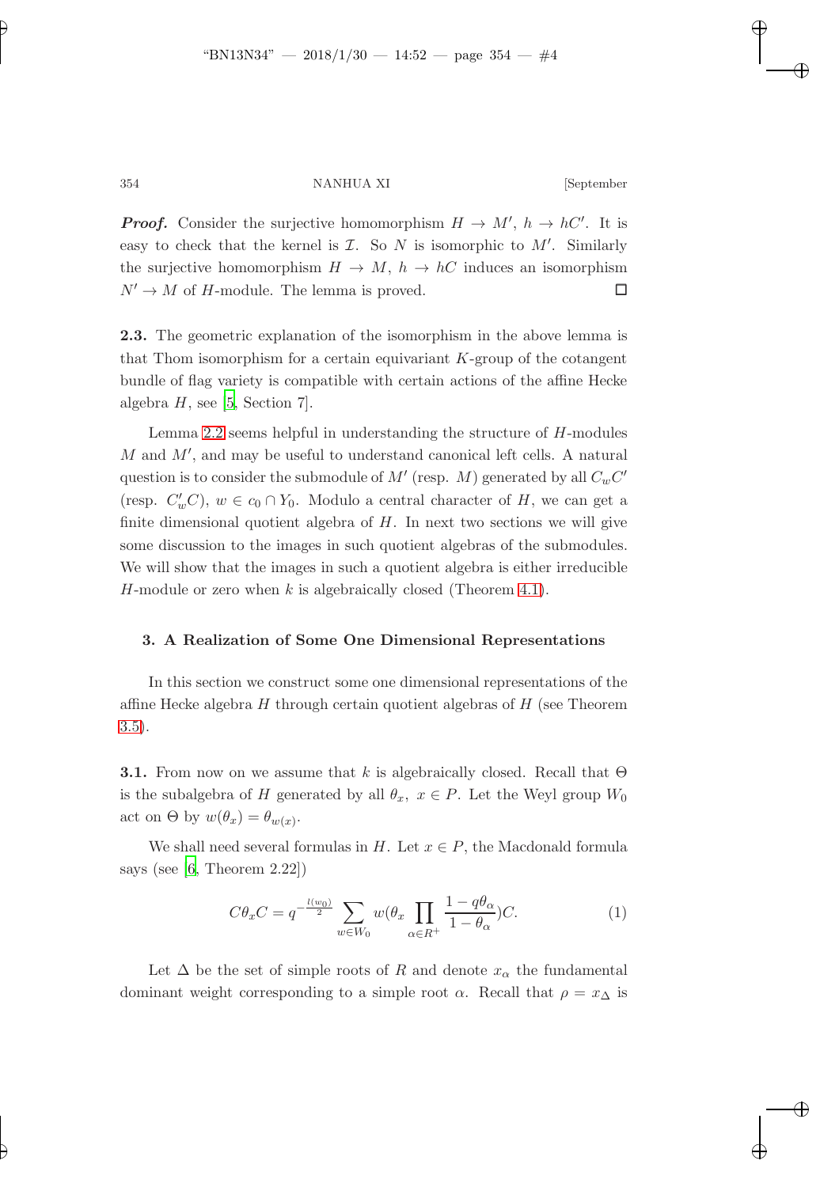***Proof.*** Consider the surjective homomorphism $H \to M'$, $h \to hC'$. It is easy to check that the kernel is $\mathcal{I}$. So $N$ is isomorphic to $M'$. Similarly the surjective homomorphism $H \to M$, $h \to hC$ induces an isomorphism $N' \to M$ of $H$-module. The lemma is proved. $\square$

**2.3.** The geometric explanation of the isomorphism in the above lemma is that Thom isomorphism for a certain equivariant $K$-group of the cotangent bundle of flag variety is compatible with certain actions of the affine Hecke algebra $H$, see [5, Section 7].

Lemma 2.2 seems helpful in understanding the structure of $H$-modules $M$ and $M'$, and may be useful to understand canonical left cells. A natural question is to consider the submodule of $M'$ (resp. $M$) generated by all $C_wC'$ (resp. $C'_wC$), $w \in c_0 \cap Y_0$. Modulo a central character of $H$, we can get a finite dimensional quotient algebra of $H$. In next two sections we will give some discussion to the images in such quotient algebras of the submodules. We will show that the images in such a quotient algebra is either irreducible $H$-module or zero when $k$ is algebraically closed (Theorem 4.1).

## 3. A Realization of Some One Dimensional Representations

In this section we construct some one dimensional representations of the affine Hecke algebra $H$ through certain quotient algebras of $H$ (see Theorem 3.5).

**3.1.** From now on we assume that $k$ is algebraically closed. Recall that $\Theta$ is the subalgebra of $H$ generated by all $\theta_x$, $x \in P$. Let the Weyl group $W_0$ act on $\Theta$ by $w(\theta_x) = \theta_{w(x)}$.

We shall need several formulas in $H$. Let $x \in P$, the Macdonald formula says (see [6, Theorem 2.22])

$$C\theta_x C = q^{-\frac{l(w_0)}{2}} \sum_{w \in W_0} w(\theta_x \prod_{\alpha \in R^+} \frac{1 - q\theta_\alpha}{1 - \theta_\alpha})C. \tag{1}$$

Let $\Delta$ be the set of simple roots of $R$ and denote $x_\alpha$ the fundamental dominant weight corresponding to a simple root $\alpha$. Recall that $\rho = x_\Delta$ is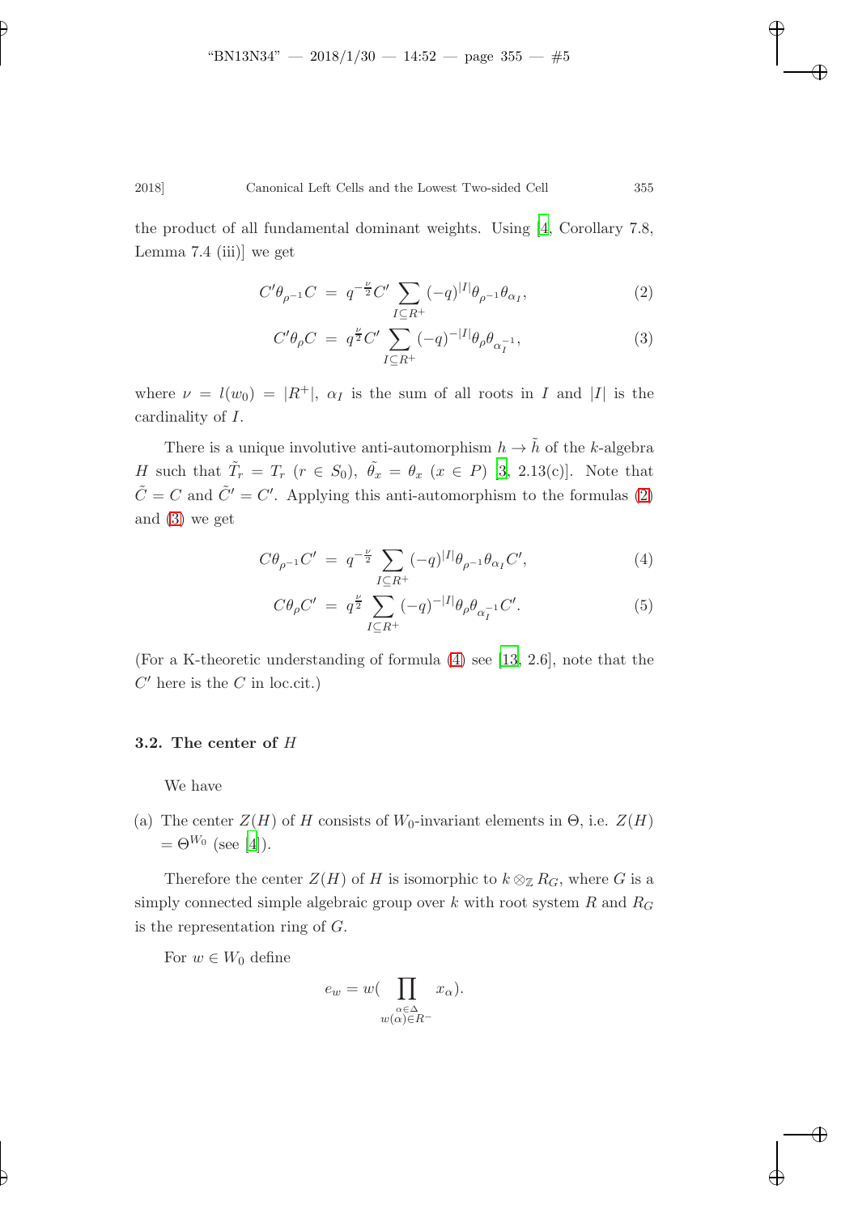the product of all fundamental dominant weights. Using [4, Corollary 7.8, Lemma 7.4 (iii)] we get

$$C'\theta_{\rho^{-1}}C = q^{-\frac{\nu}{2}}C'\sum_{I\subseteq R^+}(-q)^{|I|}\theta_{\rho^{-1}}\theta_{\alpha_I}, \tag{2}$$

$$C'\theta_{\rho}C = q^{\frac{\nu}{2}}C'\sum_{I\subseteq R^+}(-q)^{-|I|}\theta_{\rho}\theta_{\alpha_I^{-1}}, \tag{3}$$

where $\nu = l(w_0) = |R^+|$, $\alpha_I$ is the sum of all roots in $I$ and $|I|$ is the cardinality of $I$.

There is a unique involutive anti-automorphism $h \to \tilde{h}$ of the $k$-algebra $H$ such that $\tilde{T}_r = T_r$ $(r \in S_0)$, $\tilde{\theta}_x = \theta_x$ $(x \in P)$ [3, 2.13(c)]. Note that $\tilde{C} = C$ and $\tilde{C}' = C'$. Applying this anti-automorphism to the formulas (2) and (3) we get

$$C\theta_{\rho^{-1}}C' = q^{-\frac{\nu}{2}}\sum_{I\subseteq R^+}(-q)^{|I|}\theta_{\rho^{-1}}\theta_{\alpha_I}C', \tag{4}$$

$$C\theta_{\rho}C' = q^{\frac{\nu}{2}}\sum_{I\subseteq R^+}(-q)^{-|I|}\theta_{\rho}\theta_{\alpha_I^{-1}}C'. \tag{5}$$

(For a K-theoretic understanding of formula (4) see [13, 2.6], note that the $C'$ here is the $C$ in loc.cit.)

### 3.2. The center of $H$

We have

(a) The center $Z(H)$ of $H$ consists of $W_0$-invariant elements in $\Theta$, i.e. $Z(H) = \Theta^{W_0}$ (see [4]).

Therefore the center $Z(H)$ of $H$ is isomorphic to $k \otimes_{\mathbb{Z}} R_G$, where $G$ is a simply connected simple algebraic group over $k$ with root system $R$ and $R_G$ is the representation ring of $G$.

For $w \in W_0$ define

$$e_w = w\Big(\prod_{\substack{\alpha\in\Delta\\ w(\alpha)\in R^-}} x_\alpha\Big).$$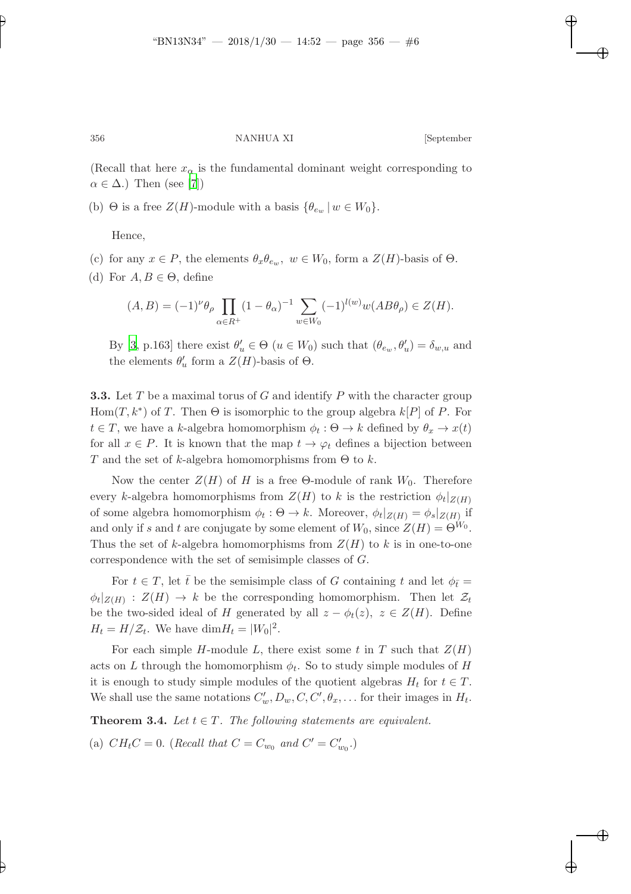(Recall that here $x_\alpha$ is the fundamental dominant weight corresponding to $\alpha \in \Delta$.) Then (see [7])

(b) $\Theta$ is a free $Z(H)$-module with a basis $\{\theta_{e_w} \mid w \in W_0\}$.

Hence,

(c) for any $x \in P$, the elements $\theta_x\theta_{e_w}$, $w \in W_0$, form a $Z(H)$-basis of $\Theta$.

(d) For $A, B \in \Theta$, define

$$(A, B) = (-1)^\nu \theta_\rho \prod_{\alpha \in R^+} (1 - \theta_\alpha)^{-1} \sum_{w \in W_0} (-1)^{l(w)} w(AB\theta_\rho) \in Z(H).$$

By [3, p.163] there exist $\theta'_u \in \Theta$ ($u \in W_0$) such that $(\theta_{e_w}, \theta'_u) = \delta_{w,u}$ and the elements $\theta'_u$ form a $Z(H)$-basis of $\Theta$.

**3.3.** Let $T$ be a maximal torus of $G$ and identify $P$ with the character group $\mathrm{Hom}(T, k^*)$ of $T$. Then $\Theta$ is isomorphic to the group algebra $k[P]$ of $P$. For $t \in T$, we have a $k$-algebra homomorphism $\phi_t : \Theta \to k$ defined by $\theta_x \to x(t)$ for all $x \in P$. It is known that the map $t \to \varphi_t$ defines a bijection between $T$ and the set of $k$-algebra homomorphisms from $\Theta$ to $k$.

Now the center $Z(H)$ of $H$ is a free $\Theta$-module of rank $W_0$. Therefore every $k$-algebra homomorphisms from $Z(H)$ to $k$ is the restriction $\phi_t|_{Z(H)}$ of some algebra homomorphism $\phi_t : \Theta \to k$. Moreover, $\phi_t|_{Z(H)} = \phi_s|_{Z(H)}$ if and only if $s$ and $t$ are conjugate by some element of $W_0$, since $Z(H) = \Theta^{W_0}$. Thus the set of $k$-algebra homomorphisms from $Z(H)$ to $k$ is in one-to-one correspondence with the set of semisimple classes of $G$.

For $t \in T$, let $\bar{t}$ be the semisimple class of $G$ containing $t$ and let $\phi_{\bar{t}} = \phi_t|_{Z(H)} : Z(H) \to k$ be the corresponding homomorphism. Then let $\mathcal{Z}_t$ be the two-sided ideal of $H$ generated by all $z - \phi_t(z)$, $z \in Z(H)$. Define $H_t = H/\mathcal{Z}_t$. We have $\dim H_t = |W_0|^2$.

For each simple $H$-module $L$, there exist some $t$ in $T$ such that $Z(H)$ acts on $L$ through the homomorphism $\phi_t$. So to study simple modules of $H$ it is enough to study simple modules of the quotient algebras $H_t$ for $t \in T$. We shall use the same notations $C'_w, D_w, C, C', \theta_x, \ldots$ for their images in $H_t$.

**Theorem 3.4.** *Let $t \in T$. The following statements are equivalent.*

(a) $CH_tC = 0$. (*Recall that $C = C_{w_0}$ and $C' = C'_{w_0}$.*)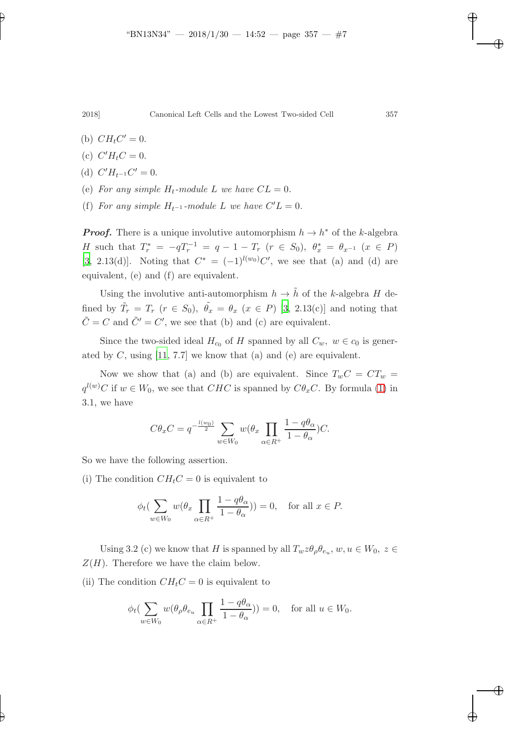(b) $CH_tC' = 0$.

(c) $C'H_tC = 0$.

(d) $C'H_{t^{-1}}C' = 0$.

(e) *For any simple $H_t$-module $L$ we have $CL = 0$.*

(f) *For any simple $H_{t^{-1}}$-module $L$ we have $C'L = 0$.*

***Proof.*** There is a unique involutive automorphism $h \to h^*$ of the $k$-algebra $H$ such that $T_r^* = -qT_r^{-1} = q - 1 - T_r$ $(r \in S_0)$, $\theta_x^* = \theta_{x^{-1}}$ $(x \in P)$ [3, 2.13(d)]. Noting that $C^* = (-1)^{l(w_0)}C'$, we see that (a) and (d) are equivalent, (e) and (f) are equivalent.

Using the involutive anti-automorphism $h \to \tilde{h}$ of the $k$-algebra $H$ defined by $\tilde{T}_r = T_r$ $(r \in S_0)$, $\tilde{\theta_x} = \theta_x$ $(x \in P)$ [3, 2.13(c)] and noting that $\tilde{C} = C$ and $\tilde{C}' = C'$, we see that (b) and (c) are equivalent.

Since the two-sided ideal $H_{c_0}$ of $H$ spanned by all $C_w$, $w \in c_0$ is generated by $C$, using [11, 7.7] we know that (a) and (e) are equivalent.

Now we show that (a) and (b) are equivalent. Since $T_wC = CT_w = q^{l(w)}C$ if $w \in W_0$, we see that $CHC$ is spanned by $C\theta_xC$. By formula (1) in 3.1, we have

$$C\theta_xC = q^{-\frac{l(w_0)}{2}} \sum_{w \in W_0} w(\theta_x \prod_{\alpha \in R^+} \frac{1 - q\theta_\alpha}{1 - \theta_\alpha})C.$$

So we have the following assertion.

(i) The condition $CH_tC = 0$ is equivalent to

$$\phi_t(\sum_{w \in W_0} w(\theta_x \prod_{\alpha \in R^+} \frac{1 - q\theta_\alpha}{1 - \theta_\alpha})) = 0, \quad \text{for all } x \in P.$$

Using 3.2 (c) we know that $H$ is spanned by all $T_w z \theta_\rho \theta_{e_u}$, $w, u \in W_0$, $z \in Z(H)$. Therefore we have the claim below.

(ii) The condition $CH_tC = 0$ is equivalent to

$$\phi_t(\sum_{w \in W_0} w(\theta_\rho \theta_{e_u} \prod_{\alpha \in R^+} \frac{1 - q\theta_\alpha}{1 - \theta_\alpha})) = 0, \quad \text{for all } u \in W_0.$$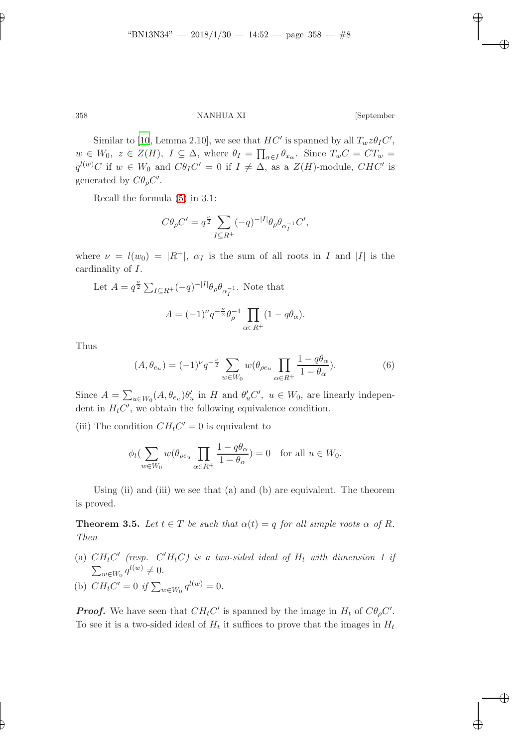Similar to [10, Lemma 2.10], we see that $HC'$ is spanned by all $T_w z\theta_I C'$, $w \in W_0,\ z \in Z(H),\ I \subseteq \Delta$, where $\theta_I = \prod_{\alpha\in I}\theta_{x_\alpha}$. Since $T_wC = CT_w = q^{l(w)}C$ if $w \in W_0$ and $C\theta_I C' = 0$ if $I \neq \Delta$, as a $Z(H)$-module, $CHC'$ is generated by $C\theta_\rho C'$.

Recall the formula (5) in 3.1:

$$C\theta_\rho C' = q^{\frac{\nu}{2}} \sum_{I\subseteq R^+} (-q)^{-|I|}\theta_\rho\theta_{\alpha_I^{-1}} C',$$

where $\nu = l(w_0) = |R^+|$, $\alpha_I$ is the sum of all roots in $I$ and $|I|$ is the cardinality of $I$.

Let $A = q^{\frac{\nu}{2}} \sum_{I\subseteq R^+} (-q)^{-|I|}\theta_\rho\theta_{\alpha_I^{-1}}$. Note that

$$A = (-1)^\nu q^{-\frac{\nu}{2}}\theta_\rho^{-1} \prod_{\alpha\in R^+}(1-q\theta_\alpha).$$

Thus

$$(A, \theta_{e_u}) = (-1)^\nu q^{-\frac{\nu}{2}} \sum_{w\in W_0} w(\theta_{\rho e_u} \prod_{\alpha\in R^+} \frac{1-q\theta_\alpha}{1-\theta_\alpha}). \tag{6}$$

Since $A = \sum_{u\in W_0}(A,\theta_{e_u})\theta'_u$ in $H$ and $\theta'_u C',\ u\in W_0$, are linearly independent in $H_tC'$, we obtain the following equivalence condition.

(iii) The condition $CH_tC' = 0$ is equivalent to

$$\phi_t(\sum_{w\in W_0} w(\theta_{\rho e_u} \prod_{\alpha\in R^+} \frac{1-q\theta_\alpha}{1-\theta_\alpha}) = 0 \quad \text{for all } u \in W_0.$$

Using (ii) and (iii) we see that (a) and (b) are equivalent. The theorem is proved.

**Theorem 3.5.** *Let $t \in T$ be such that $\alpha(t) = q$ for all simple roots $\alpha$ of $R$. Then*

(a) *$CH_tC'$ (resp. $C'H_tC$) is a two-sided ideal of $H_t$ with dimension 1 if $\sum_{w\in W_0} q^{l(w)} \neq 0$.*

(b) *$CH_tC' = 0$ if $\sum_{w\in W_0} q^{l(w)} = 0$.*

***Proof.*** We have seen that $CH_tC'$ is spanned by the image in $H_t$ of $C\theta_\rho C'$. To see it is a two-sided ideal of $H_t$ it suffices to prove that the images in $H_t$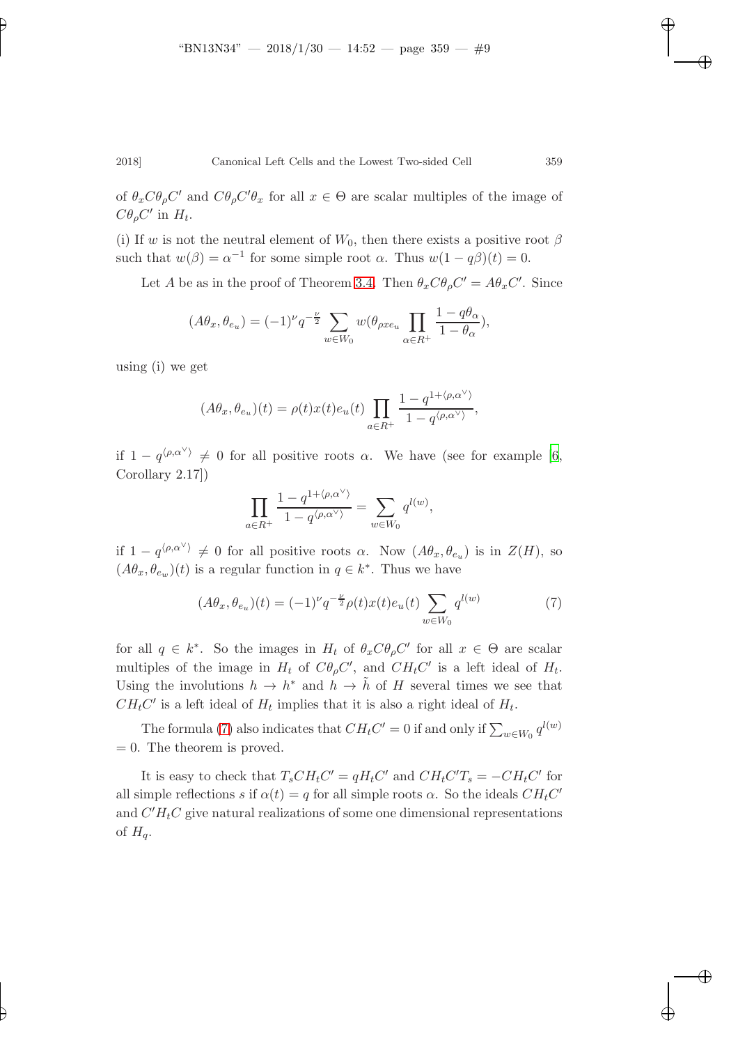of $\theta_x C\theta_\rho C'$ and $C\theta_\rho C'\theta_x$ for all $x \in \Theta$ are scalar multiples of the image of $C\theta_\rho C'$ in $H_t$.

(i) If $w$ is not the neutral element of $W_0$, then there exists a positive root $\beta$ such that $w(\beta) = \alpha^{-1}$ for some simple root $\alpha$. Thus $w(1 - q\beta)(t) = 0$.

Let $A$ be as in the proof of Theorem 3.4. Then $\theta_x C\theta_\rho C' = A\theta_x C'$. Since

$$(A\theta_x, \theta_{e_u}) = (-1)^\nu q^{-\frac{\nu}{2}} \sum_{w \in W_0} w(\theta_{\rho x e_u} \prod_{\alpha \in R^+} \frac{1 - q\theta_\alpha}{1 - \theta_\alpha}),$$

using (i) we get

$$(A\theta_x, \theta_{e_u})(t) = \rho(t)x(t)e_u(t) \prod_{a \in R^+} \frac{1 - q^{1+\langle \rho, \alpha^\vee \rangle}}{1 - q^{\langle \rho, \alpha^\vee \rangle}},$$

if $1 - q^{\langle \rho, \alpha^\vee \rangle} \neq 0$ for all positive roots $\alpha$. We have (see for example [6, Corollary 2.17])

$$\prod_{a \in R^+} \frac{1 - q^{1+\langle \rho, \alpha^\vee \rangle}}{1 - q^{\langle \rho, \alpha^\vee \rangle}} = \sum_{w \in W_0} q^{l(w)},$$

if $1 - q^{\langle \rho, \alpha^\vee \rangle} \neq 0$ for all positive roots $\alpha$. Now $(A\theta_x, \theta_{e_u})$ is in $Z(H)$, so $(A\theta_x, \theta_{e_w})(t)$ is a regular function in $q \in k^*$. Thus we have

$$(A\theta_x, \theta_{e_u})(t) = (-1)^\nu q^{-\frac{\nu}{2}} \rho(t)x(t)e_u(t) \sum_{w \in W_0} q^{l(w)} \tag{7}$$

for all $q \in k^*$. So the images in $H_t$ of $\theta_x C\theta_\rho C'$ for all $x \in \Theta$ are scalar multiples of the image in $H_t$ of $C\theta_\rho C'$, and $CH_tC'$ is a left ideal of $H_t$. Using the involutions $h \to h^*$ and $h \to \tilde{h}$ of $H$ several times we see that $CH_tC'$ is a left ideal of $H_t$ implies that it is also a right ideal of $H_t$.

The formula (7) also indicates that $CH_tC' = 0$ if and only if $\sum_{w \in W_0} q^{l(w)} = 0$. The theorem is proved.

It is easy to check that $T_s CH_tC' = qH_tC'$ and $CH_tC'T_s = -CH_tC'$ for all simple reflections $s$ if $\alpha(t) = q$ for all simple roots $\alpha$. So the ideals $CH_tC'$ and $C'H_tC$ give natural realizations of some one dimensional representations of $H_q$.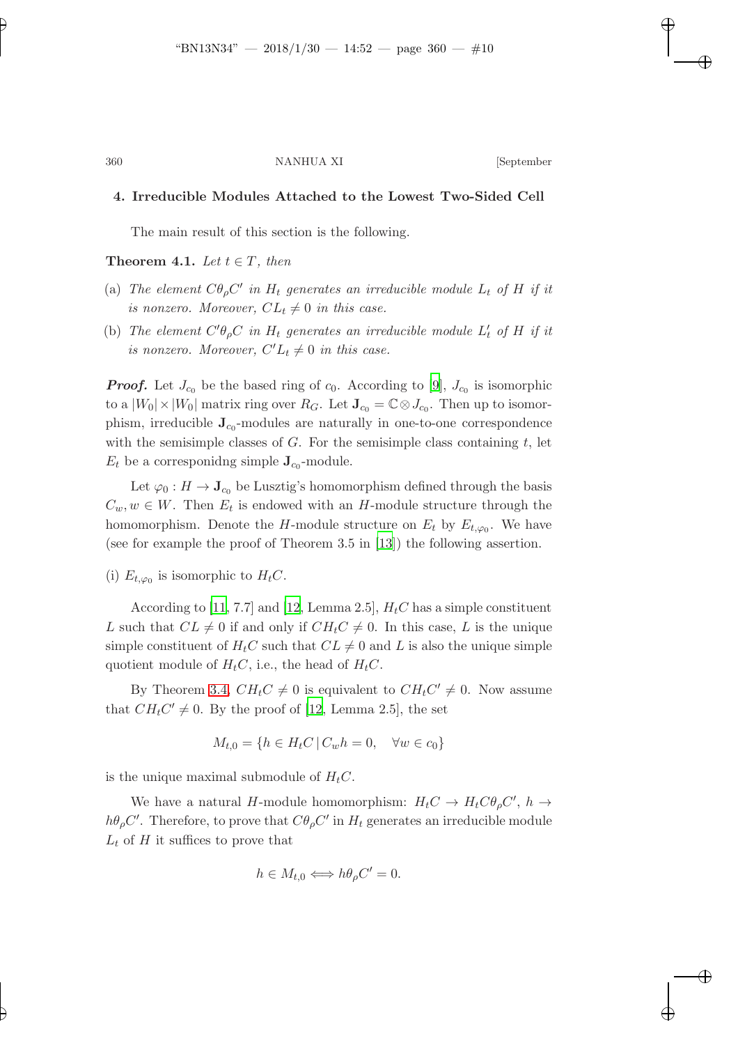## 4. Irreducible Modules Attached to the Lowest Two-Sided Cell

The main result of this section is the following.

**Theorem 4.1.** *Let $t \in T$, then*

(a) *The element $C\theta_\rho C'$ in $H_t$ generates an irreducible module $L_t$ of $H$ if it is nonzero. Moreover, $CL_t \neq 0$ in this case.*

(b) *The element $C'\theta_\rho C$ in $H_t$ generates an irreducible module $L'_t$ of $H$ if it is nonzero. Moreover, $C'L_t \neq 0$ in this case.*

***Proof.*** Let $J_{c_0}$ be the based ring of $c_0$. According to [9], $J_{c_0}$ is isomorphic to a $|W_0| \times |W_0|$ matrix ring over $R_G$. Let $\mathbf{J}_{c_0} = \mathbb{C} \otimes J_{c_0}$. Then up to isomorphism, irreducible $\mathbf{J}_{c_0}$-modules are naturally in one-to-one correspondence with the semisimple classes of $G$. For the semisimple class containing $t$, let $E_t$ be a corresponidng simple $\mathbf{J}_{c_0}$-module.

Let $\varphi_0 : H \to \mathbf{J}_{c_0}$ be Lusztig's homomorphism defined through the basis $C_w, w \in W$. Then $E_t$ is endowed with an $H$-module structure through the homomorphism. Denote the $H$-module structure on $E_t$ by $E_{t,\varphi_0}$. We have (see for example the proof of Theorem 3.5 in [13]) the following assertion.

(i) $E_{t,\varphi_0}$ is isomorphic to $H_tC$.

According to [11, 7.7] and [12, Lemma 2.5], $H_tC$ has a simple constituent $L$ such that $CL \neq 0$ if and only if $CH_tC \neq 0$. In this case, $L$ is the unique simple constituent of $H_tC$ such that $CL \neq 0$ and $L$ is also the unique simple quotient module of $H_tC$, i.e., the head of $H_tC$.

By Theorem 3.4, $CH_tC \neq 0$ is equivalent to $CH_tC' \neq 0$. Now assume that $CH_tC' \neq 0$. By the proof of [12, Lemma 2.5], the set

$$M_{t,0} = \{h \in H_tC \,|\, C_wh = 0, \quad \forall w \in c_0\}$$

is the unique maximal submodule of $H_tC$.

We have a natural $H$-module homomorphism: $H_tC \to H_tC\theta_\rho C'$, $h \to h\theta_\rho C'$. Therefore, to prove that $C\theta_\rho C'$ in $H_t$ generates an irreducible module $L_t$ of $H$ it suffices to prove that

$$h \in M_{t,0} \Longleftrightarrow h\theta_\rho C' = 0.$$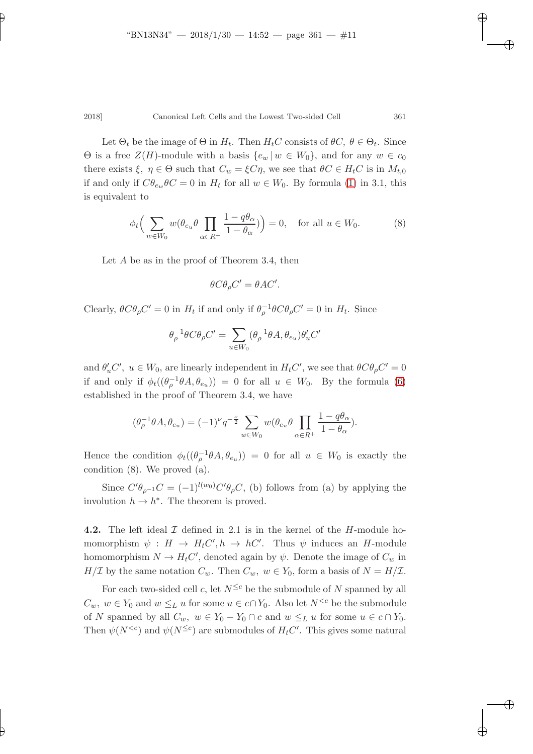Let $\Theta_t$ be the image of $\Theta$ in $H_t$. Then $H_tC$ consists of $\theta C$, $\theta \in \Theta_t$. Since $\Theta$ is a free $Z(H)$-module with a basis $\{e_w \,|\, w \in W_0\}$, and for any $w \in c_0$ there exists $\xi,\ \eta \in \Theta$ such that $C_w = \xi C \eta$, we see that $\theta C \in H_tC$ is in $M_{t,0}$ if and only if $C\theta_{e_w}\theta C = 0$ in $H_t$ for all $w \in W_0$. By formula (1) in 3.1, this is equivalent to

$$\phi_t\Big(\sum_{w\in W_0} w(\theta_{e_u}\theta \prod_{\alpha\in R^+} \frac{1-q\theta_\alpha}{1-\theta_\alpha})\Big) = 0, \quad \text{for all } u \in W_0. \tag{8}$$

Let $A$ be as in the proof of Theorem 3.4, then

$$\theta C \theta_\rho C' = \theta A C'.$$

Clearly, $\theta C\theta_\rho C' = 0$ in $H_t$ if and only if $\theta_\rho^{-1}\theta C \theta_\rho C' = 0$ in $H_t$. Since

$$\theta_\rho^{-1}\theta C\theta_\rho C' = \sum_{u\in W_0} (\theta_\rho^{-1}\theta A, \theta_{e_u})\theta'_u C'$$

and $\theta'_u C'$, $u \in W_0$, are linearly independent in $H_tC'$, we see that $\theta C\theta_\rho C' = 0$ if and only if $\phi_t((\theta_\rho^{-1}\theta A, \theta_{e_u})) = 0$ for all $u \in W_0$. By the formula (6) established in the proof of Theorem 3.4, we have

$$(\theta_\rho^{-1}\theta A, \theta_{e_u}) = (-1)^\nu q^{-\frac{\nu}{2}} \sum_{w\in W_0} w(\theta_{e_u}\theta \prod_{\alpha\in R^+} \frac{1-q\theta_\alpha}{1-\theta_\alpha}).$$

Hence the condition $\phi_t((\theta_\rho^{-1}\theta A, \theta_{e_u})) = 0$ for all $u \in W_0$ is exactly the condition (8). We proved (a).

Since $C'\theta_{\rho^{-1}}C = (-1)^{l(w_0)}C'\theta_\rho C$, (b) follows from (a) by applying the involution $h \to h^*$. The theorem is proved.

**4.2.** The left ideal $\mathcal{I}$ defined in 2.1 is in the kernel of the $H$-module homomorphism $\psi : H \to H_tC', h \to hC'$. Thus $\psi$ induces an $H$-module homomorphism $N \to H_tC'$, denoted again by $\psi$. Denote the image of $C_w$ in $H/\mathcal{I}$ by the same notation $C_w$. Then $C_w$, $w \in Y_0$, form a basis of $N = H/\mathcal{I}$.

For each two-sided cell $c$, let $N^{\leq c}$ be the submodule of $N$ spanned by all $C_w$, $w \in Y_0$ and $w \leq_L u$ for some $u \in c \cap Y_0$. Also let $N^{<c}$ be the submodule of $N$ spanned by all $C_w$, $w \in Y_0 - Y_0 \cap c$ and $w \leq_L u$ for some $u \in c \cap Y_0$. Then $\psi(N^{<c})$ and $\psi(N^{\leq c})$ are submodules of $H_tC'$. This gives some natural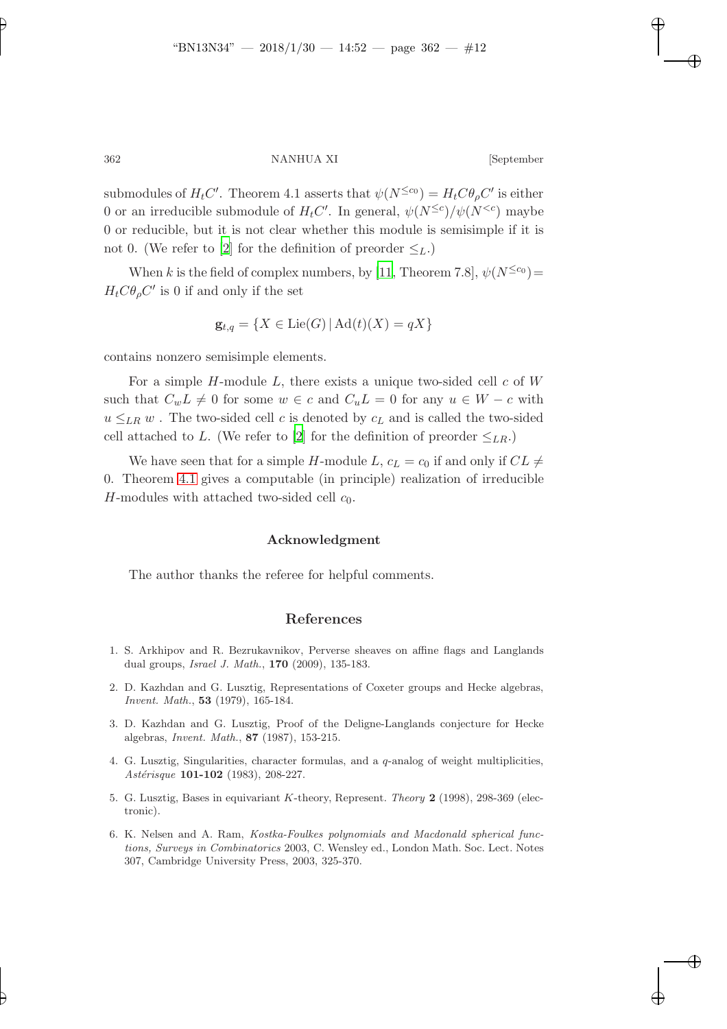submodules of $H_tC'$. Theorem 4.1 asserts that $\psi(N^{\leq c_0}) = H_tC\theta_\rho C'$ is either 0 or an irreducible submodule of $H_tC'$. In general, $\psi(N^{\leq c})/\psi(N^{<c})$ maybe 0 or reducible, but it is not clear whether this module is semisimple if it is not 0. (We refer to [2] for the definition of preorder $\leq_L$.)

When $k$ is the field of complex numbers, by [11, Theorem 7.8], $\psi(N^{\leq c_0}) = H_tC\theta_\rho C'$ is 0 if and only if the set

$$\mathbf{g}_{t,q} = \{X \in \mathrm{Lie}(G) \,|\, \mathrm{Ad}(t)(X) = qX\}$$

contains nonzero semisimple elements.

For a simple $H$-module $L$, there exists a unique two-sided cell $c$ of $W$ such that $C_wL \neq 0$ for some $w \in c$ and $C_uL = 0$ for any $u \in W - c$ with $u \leq_{LR} w$ . The two-sided cell $c$ is denoted by $c_L$ and is called the two-sided cell attached to $L$. (We refer to [2] for the definition of preorder $\leq_{LR}$.)

We have seen that for a simple $H$-module $L$, $c_L = c_0$ if and only if $CL \neq 0$. Theorem 4.1 gives a computable (in principle) realization of irreducible $H$-modules with attached two-sided cell $c_0$.

## Acknowledgment

The author thanks the referee for helpful comments.

## References

1. S. Arkhipov and R. Bezrukavnikov, Perverse sheaves on affine flags and Langlands dual groups, *Israel J. Math.*, **170** (2009), 135-183.
2. D. Kazhdan and G. Lusztig, Representations of Coxeter groups and Hecke algebras, *Invent. Math.*, **53** (1979), 165-184.
3. D. Kazhdan and G. Lusztig, Proof of the Deligne-Langlands conjecture for Hecke algebras, *Invent. Math.*, **87** (1987), 153-215.
4. G. Lusztig, Singularities, character formulas, and a $q$-analog of weight multiplicities, *Astérisque* **101-102** (1983), 208-227.
5. G. Lusztig, Bases in equivariant $K$-theory, Represent. *Theory* **2** (1998), 298-369 (electronic).
6. K. Nelsen and A. Ram, *Kostka-Foulkes polynomials and Macdonald spherical functions, Surveys in Combinatorics* 2003, C. Wensley ed., London Math. Soc. Lect. Notes 307, Cambridge University Press, 2003, 325-370.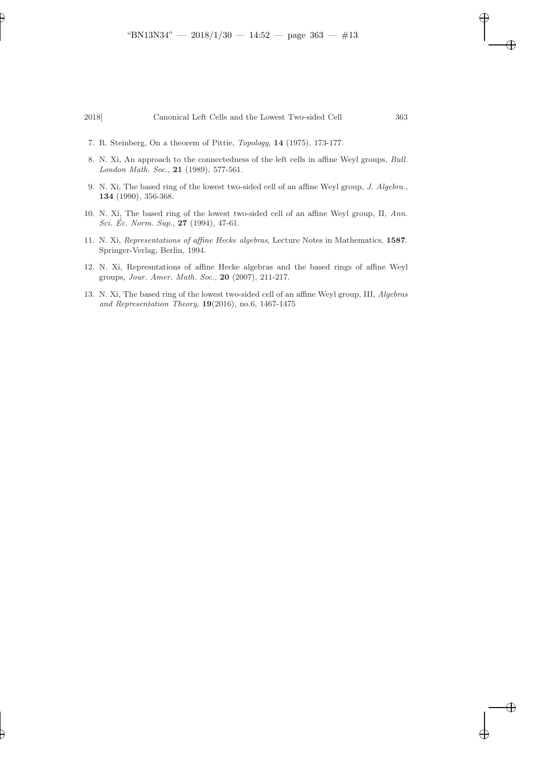7. R. Steinberg, On a theorem of Pittie, *Topology*, **14** (1975), 173-177.

8. N. Xi, An approach to the connectedness of the left cells in affine Weyl groups, *Bull. London Math. Soc.*, **21** (1989), 577-561.

9. N. Xi, The based ring of the lowest two-sided cell of an affine Weyl group, *J. Algebra.*, **134** (1990), 356-368.

10. N. Xi, The based ring of the lowest two-sided cell of an affine Weyl group, II, *Ann. Sci. Éc. Norm. Sup.*, **27** (1994), 47-61.

11. N. Xi, *Representations of affine Hecke algebras*, Lecture Notes in Mathematics, **1587**. Springer-Verlag, Berlin, 1994.

12. N. Xi, Represntations of affine Hecke algebras and the based rings of affine Weyl groups, *Jour. Amer. Math. Soc.*, **20** (2007), 211-217.

13. N. Xi, The based ring of the lowest two-sided cell of an affine Weyl group, III, *Algebras and Representation Theory*, **19**(2016), no.6, 1467-1475